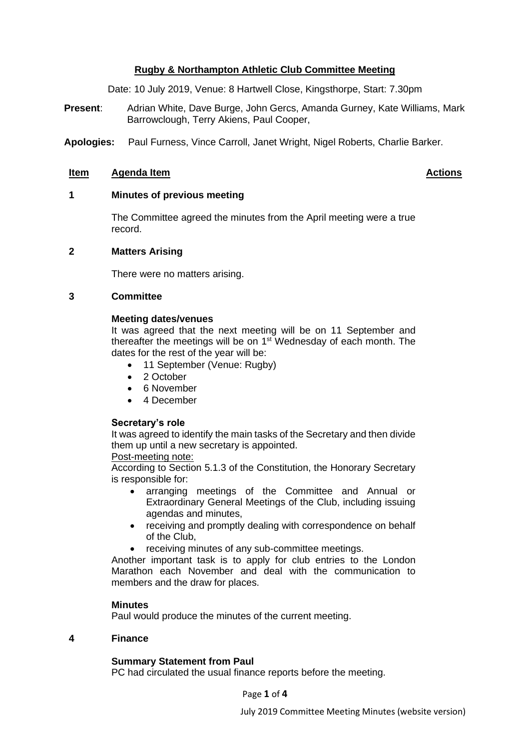## Rugby & Northampton Athletic Club Committee Meeting

Date: 10 July 2019, Venue: 8 Hartwell Close, Kingsthorpe, Start: 7.30pm

**Present**: Adrian White, Dave Burge, John Gercs, Amanda Gurney, Kate Williams, Mark Barrowclough, Terry Akiens, Paul Cooper,

**Apologies:** Paul Furness, Vince Carroll, Janet Wright, Nigel Roberts, Charlie Barker.

| Item | Agenda Item | Actions |
|---|---|---|

### 1 Minutes of previous meeting

The Committee agreed the minutes from the April meeting were a true record.

### 2 Matters Arising

There were no matters arising.

### 3 Committee

**Meeting dates/venues**

It was agreed that the next meeting will be on 11 September and thereafter the meetings will be on 1st Wednesday of each month. The dates for the rest of the year will be:

- 11 September (Venue: Rugby)
- 2 October
- 6 November
- 4 December

**Secretary's role**

It was agreed to identify the main tasks of the Secretary and then divide them up until a new secretary is appointed.

Post-meeting note:

According to Section 5.1.3 of the Constitution, the Honorary Secretary is responsible for:

- arranging meetings of the Committee and Annual or Extraordinary General Meetings of the Club, including issuing agendas and minutes,
- receiving and promptly dealing with correspondence on behalf of the Club,
- receiving minutes of any sub-committee meetings.

Another important task is to apply for club entries to the London Marathon each November and deal with the communication to members and the draw for places.

**Minutes**

Paul would produce the minutes of the current meeting.

### 4 Finance

**Summary Statement from Paul**

PC had circulated the usual finance reports before the meeting.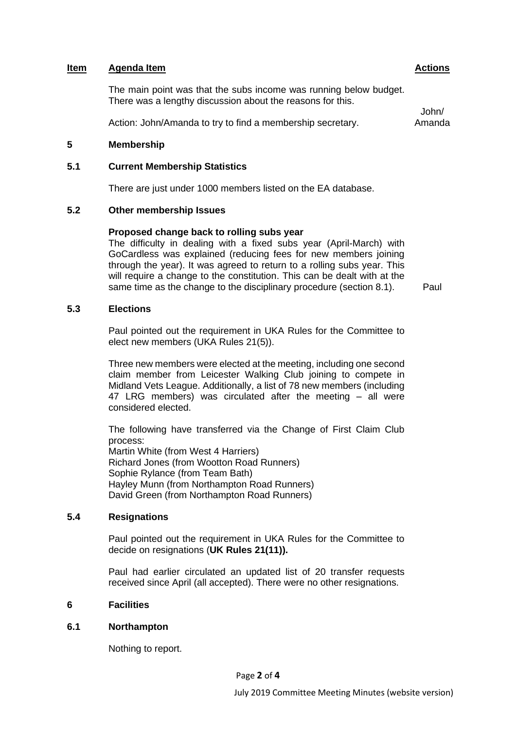| Item | Agenda Item | Actions |
|---|---|---|
| | The main point was that the subs income was running below budget. There was a lengthy discussion about the reasons for this. | |
| | Action: John/Amanda to try to find a membership secretary. | John/ Amanda |
| **5** | **Membership** | |
| **5.1** | **Current Membership Statistics** | |
| | There are just under 1000 members listed on the EA database. | |
| **5.2** | **Other membership Issues** | |
| | **Proposed change back to rolling subs year** The difficulty in dealing with a fixed subs year (April-March) with GoCardless was explained (reducing fees for new members joining through the year). It was agreed to return to a rolling subs year. This will require a change to the constitution. This can be dealt with at the same time as the change to the disciplinary procedure (section 8.1). | Paul |
| **5.3** | **Elections** | |
| | Paul pointed out the requirement in UKA Rules for the Committee to elect new members (UKA Rules 21(5)). | |
| | Three new members were elected at the meeting, including one second claim member from Leicester Walking Club joining to compete in Midland Vets League. Additionally, a list of 78 new members (including 47 LRG members) was circulated after the meeting – all were considered elected. | |
| | The following have transferred via the Change of First Claim Club process: Martin White (from West 4 Harriers) Richard Jones (from Wootton Road Runners) Sophie Rylance (from Team Bath) Hayley Munn (from Northampton Road Runners) David Green (from Northampton Road Runners) | |
| **5.4** | **Resignations** | |
| | Paul pointed out the requirement in UKA Rules for the Committee to decide on resignations (**UK Rules 21(11)).** | |
| | Paul had earlier circulated an updated list of 20 transfer requests received since April (all accepted). There were no other resignations. | |
| **6** | **Facilities** | |
| **6.1** | **Northampton** | |
| | Nothing to report. | |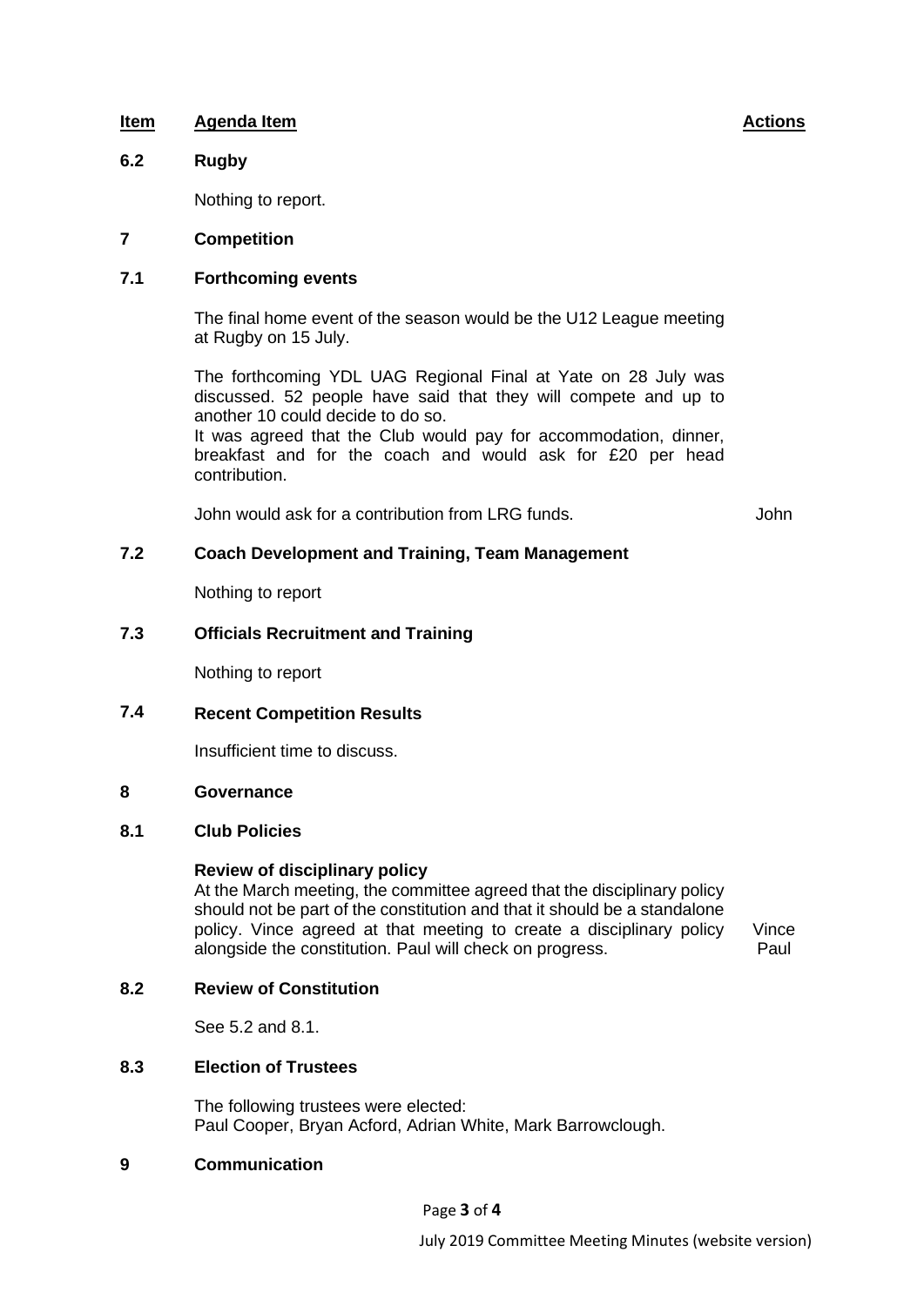| Item | Agenda Item | Actions |
|---|---|---|
| **6.2** | **Rugby** | |
| | Nothing to report. | |
| **7** | **Competition** | |
| **7.1** | **Forthcoming events** | |
| | The final home event of the season would be the U12 League meeting at Rugby on 15 July. | |
| | The forthcoming YDL UAG Regional Final at Yate on 28 July was discussed. 52 people have said that they will compete and up to another 10 could decide to do so. It was agreed that the Club would pay for accommodation, dinner, breakfast and for the coach and would ask for £20 per head contribution. | |
| | John would ask for a contribution from LRG funds. | John |
| **7.2** | **Coach Development and Training, Team Management** | |
| | Nothing to report | |
| **7.3** | **Officials Recruitment and Training** | |
| | Nothing to report | |
| **7.4** | **Recent Competition Results** | |
| | Insufficient time to discuss. | |
| **8** | **Governance** | |
| **8.1** | **Club Policies** | |
| | **Review of disciplinary policy** At the March meeting, the committee agreed that the disciplinary policy should not be part of the constitution and that it should be a standalone policy. Vince agreed at that meeting to create a disciplinary policy alongside the constitution. Paul will check on progress. | Vince Paul |
| **8.2** | **Review of Constitution** | |
| | See 5.2 and 8.1. | |
| **8.3** | **Election of Trustees** | |
| | The following trustees were elected: Paul Cooper, Bryan Acford, Adrian White, Mark Barrowclough. | |
| **9** | **Communication** | |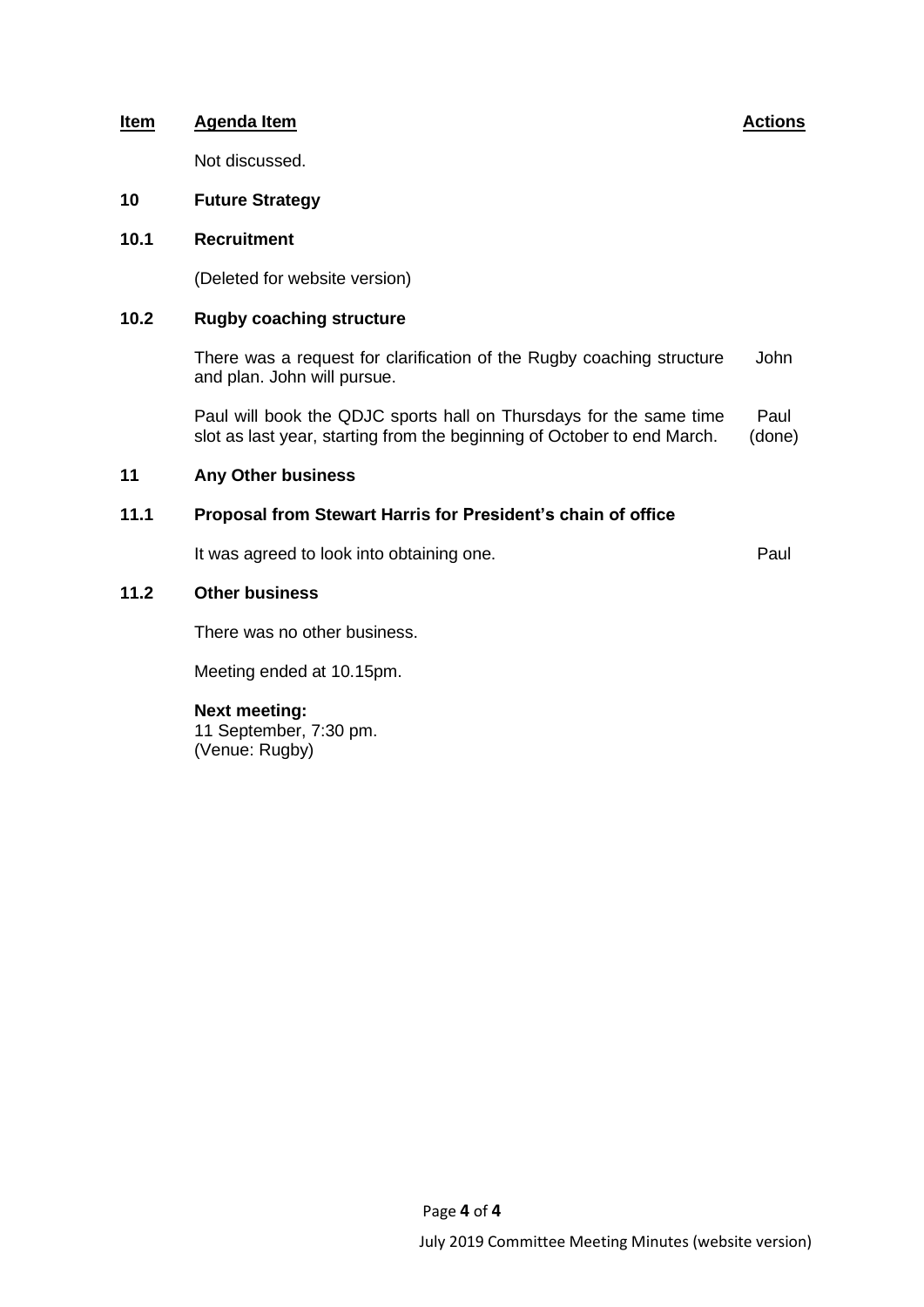| Item | Agenda Item | Actions |
|---|---|---|
| | Not discussed. | |
| **10** | **Future Strategy** | |
| **10.1** | **Recruitment** | |
| | (Deleted for website version) | |
| **10.2** | **Rugby coaching structure** | |
| | There was a request for clarification of the Rugby coaching structure and plan. John will pursue. | John |
| | Paul will book the QDJC sports hall on Thursdays for the same time slot as last year, starting from the beginning of October to end March. | Paul (done) |
| **11** | **Any Other business** | |
| **11.1** | **Proposal from Stewart Harris for President's chain of office** | |
| | It was agreed to look into obtaining one. | Paul |
| **11.2** | **Other business** | |
| | There was no other business. | |
| | Meeting ended at 10.15pm. | |
| | **Next meeting:**<br>11 September, 7:30 pm.<br>(Venue: Rugby) | |